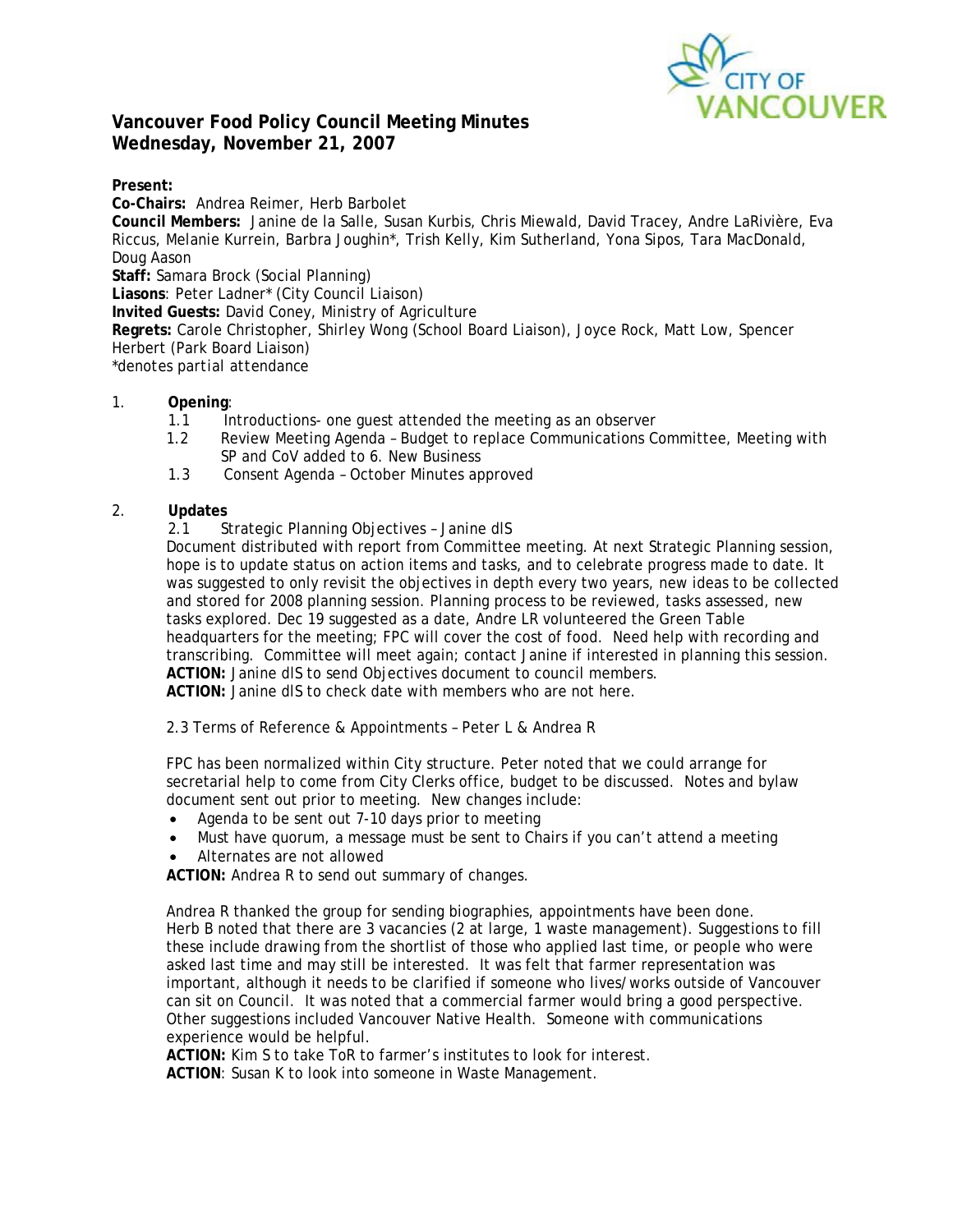# Vancouver Food Policy Council Meeting Minutes
## Wednesday, November 21, 2007

**Present:**
**Co-Chairs:** Andrea Reimer, Herb Barbolet
**Council Members:** Janine de la Salle, Susan Kurbis, Chris Miewald, David Tracey, Andre LaRivière, Eva Riccus, Melanie Kurrein, Barbra Joughin*, Trish Kelly, Kim Sutherland, Yona Sipos, Tara MacDonald, Doug Aason
**Staff:** Samara Brock (Social Planning)
**Liasons**: Peter Ladner* (City Council Liaison)
**Invited Guests:** David Coney, Ministry of Agriculture
**Regrets:** Carole Christopher, Shirley Wong (School Board Liaison), Joyce Rock, Matt Low, Spencer Herbert (Park Board Liaison)
*denotes partial attendance

1. **Opening**:
   - 1.1 Introductions- one guest attended the meeting as an observer
   - 1.2 Review Meeting Agenda – Budget to replace Communications Committee, Meeting with SP and CoV added to 6. New Business
   - 1.3 Consent Agenda – October Minutes approved

2. **Updates**
   - 2.1 Strategic Planning Objectives – Janine dlS

   Document distributed with report from Committee meeting. At next Strategic Planning session, hope is to update status on action items and tasks, and to celebrate progress made to date. It was suggested to only revisit the objectives in depth every two years, new ideas to be collected and stored for 2008 planning session. Planning process to be reviewed, tasks assessed, new tasks explored. Dec 19 suggested as a date, Andre LR volunteered the Green Table headquarters for the meeting; FPC will cover the cost of food. Need help with recording and transcribing. Committee will meet again; contact Janine if interested in planning this session.
   **ACTION:** Janine dlS to send Objectives document to council members.
   **ACTION:** Janine dlS to check date with members who are not here.

   2.3 Terms of Reference & Appointments – Peter L & Andrea R

   FPC has been normalized within City structure. Peter noted that we could arrange for secretarial help to come from City Clerks office, budget to be discussed. Notes and bylaw document sent out prior to meeting. New changes include:
   - Agenda to be sent out 7-10 days prior to meeting
   - Must have quorum, a message must be sent to Chairs if you can't attend a meeting
   - Alternates are not allowed

   **ACTION:** Andrea R to send out summary of changes.

   Andrea R thanked the group for sending biographies, appointments have been done. Herb B noted that there are 3 vacancies (2 at large, 1 waste management). Suggestions to fill these include drawing from the shortlist of those who applied last time, or people who were asked last time and may still be interested. It was felt that farmer representation was important, although it needs to be clarified if someone who lives/works outside of Vancouver can sit on Council. It was noted that a commercial farmer would bring a good perspective. Other suggestions included Vancouver Native Health. Someone with communications experience would be helpful.
   **ACTION:** Kim S to take ToR to farmer's institutes to look for interest.
   **ACTION**: Susan K to look into someone in Waste Management.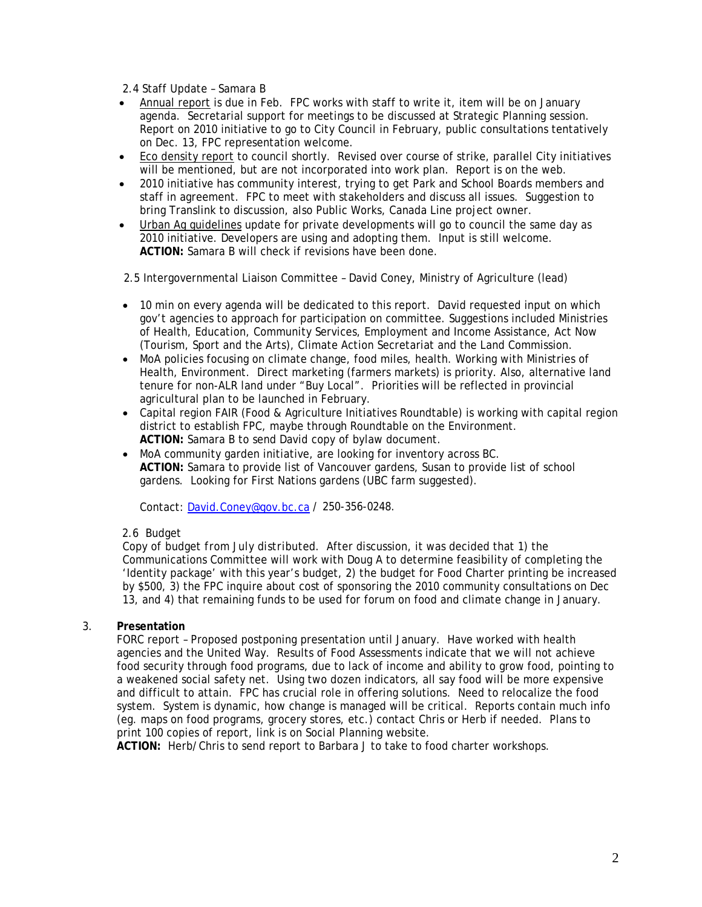2.4 Staff Update – Samara B

- Annual report is due in Feb. FPC works with staff to write it, item will be on January agenda. Secretarial support for meetings to be discussed at Strategic Planning session. Report on 2010 initiative to go to City Council in February, public consultations tentatively on Dec. 13, FPC representation welcome.
- Eco density report to council shortly. Revised over course of strike, parallel City initiatives will be mentioned, but are not incorporated into work plan. Report is on the web.
- 2010 initiative has community interest, trying to get Park and School Boards members and staff in agreement. FPC to meet with stakeholders and discuss all issues. Suggestion to bring Translink to discussion, also Public Works, Canada Line project owner.
- Urban Ag guidelines update for private developments will go to council the same day as 2010 initiative. Developers are using and adopting them. Input is still welcome.
  **ACTION:** Samara B will check if revisions have been done.

2.5 Intergovernmental Liaison Committee – David Coney, Ministry of Agriculture (lead)

- 10 min on every agenda will be dedicated to this report. David requested input on which gov't agencies to approach for participation on committee. Suggestions included Ministries of Health, Education, Community Services, Employment and Income Assistance, Act Now (Tourism, Sport and the Arts), Climate Action Secretariat and the Land Commission.
- MoA policies focusing on climate change, food miles, health. Working with Ministries of Health, Environment. Direct marketing (farmers markets) is priority. Also, alternative land tenure for non-ALR land under "Buy Local". Priorities will be reflected in provincial agricultural plan to be launched in February.
- Capital region FAIR (Food & Agriculture Initiatives Roundtable) is working with capital region district to establish FPC, maybe through Roundtable on the Environment.
  **ACTION:** Samara B to send David copy of bylaw document.
- MoA community garden initiative, are looking for inventory across BC.
  **ACTION:** Samara to provide list of Vancouver gardens, Susan to provide list of school gardens. Looking for First Nations gardens (UBC farm suggested).

Contact: David.Coney@gov.bc.ca / 250-356-0248.

2.6 Budget

Copy of budget from July distributed. After discussion, it was decided that 1) the Communications Committee will work with Doug A to determine feasibility of completing the 'Identity package' with this year's budget, 2) the budget for Food Charter printing be increased by $500, 3) the FPC inquire about cost of sponsoring the 2010 community consultations on Dec 13, and 4) that remaining funds to be used for forum on food and climate change in January.

3. **Presentation**

FORC report – Proposed postponing presentation until January. Have worked with health agencies and the United Way. Results of Food Assessments indicate that we will not achieve food security through food programs, due to lack of income and ability to grow food, pointing to a weakened social safety net. Using two dozen indicators, all say food will be more expensive and difficult to attain. FPC has crucial role in offering solutions. Need to relocalize the food system. System is dynamic, how change is managed will be critical. Reports contain much info (eg. maps on food programs, grocery stores, etc.) contact Chris or Herb if needed. Plans to print 100 copies of report, link is on Social Planning website.
**ACTION:** Herb/Chris to send report to Barbara J to take to food charter workshops.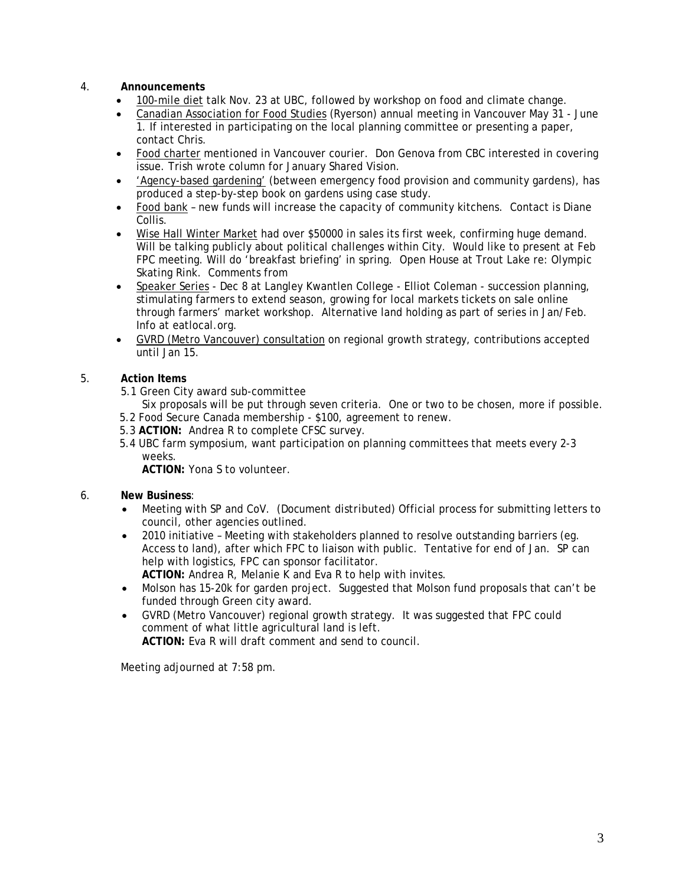4. **Announcements**
   - <u>100-mile diet</u> talk Nov. 23 at UBC, followed by workshop on food and climate change.
   - <u>Canadian Association for Food Studies</u> (Ryerson) annual meeting in Vancouver May 31 - June 1. If interested in participating on the local planning committee or presenting a paper, contact Chris.
   - <u>Food charter</u> mentioned in Vancouver courier. Don Genova from CBC interested in covering issue. Trish wrote column for January Shared Vision.
   - <u>'Agency-based gardening'</u> (between emergency food provision and community gardens), has produced a step-by-step book on gardens using case study.
   - <u>Food bank</u> – new funds will increase the capacity of community kitchens. Contact is Diane Collis.
   - <u>Wise Hall Winter Market</u> had over $50000 in sales its first week, confirming huge demand. Will be talking publicly about political challenges within City. Would like to present at Feb FPC meeting. Will do 'breakfast briefing' in spring. Open House at Trout Lake re: Olympic Skating Rink. Comments from
   - <u>Speaker Series</u> - Dec 8 at Langley Kwantlen College - Elliot Coleman - succession planning, stimulating farmers to extend season, growing for local markets tickets on sale online through farmers' market workshop. Alternative land holding as part of series in Jan/Feb. Info at eatlocal.org.
   - <u>GVRD (Metro Vancouver) consultation</u> on regional growth strategy, contributions accepted until Jan 15.

5. **Action Items**

   5.1 Green City award sub-committee

   Six proposals will be put through seven criteria. One or two to be chosen, more if possible.

   5.2 Food Secure Canada membership - $100, agreement to renew.

   5.3 **ACTION:** Andrea R to complete CFSC survey.

   5.4 UBC farm symposium, want participation on planning committees that meets every 2-3 weeks.

   **ACTION:** Yona S to volunteer.

6. **New Business**:
   - Meeting with SP and CoV. (Document distributed) Official process for submitting letters to council, other agencies outlined.
   - 2010 initiative – Meeting with stakeholders planned to resolve outstanding barriers (eg. Access to land), after which FPC to liaison with public. Tentative for end of Jan. SP can help with logistics, FPC can sponsor facilitator.
     **ACTION:** Andrea R, Melanie K and Eva R to help with invites.
   - Molson has 15-20k for garden project. Suggested that Molson fund proposals that can't be funded through Green city award.
   - GVRD (Metro Vancouver) regional growth strategy. It was suggested that FPC could comment of what little agricultural land is left.
     **ACTION:** Eva R will draft comment and send to council.

Meeting adjourned at 7:58 pm.